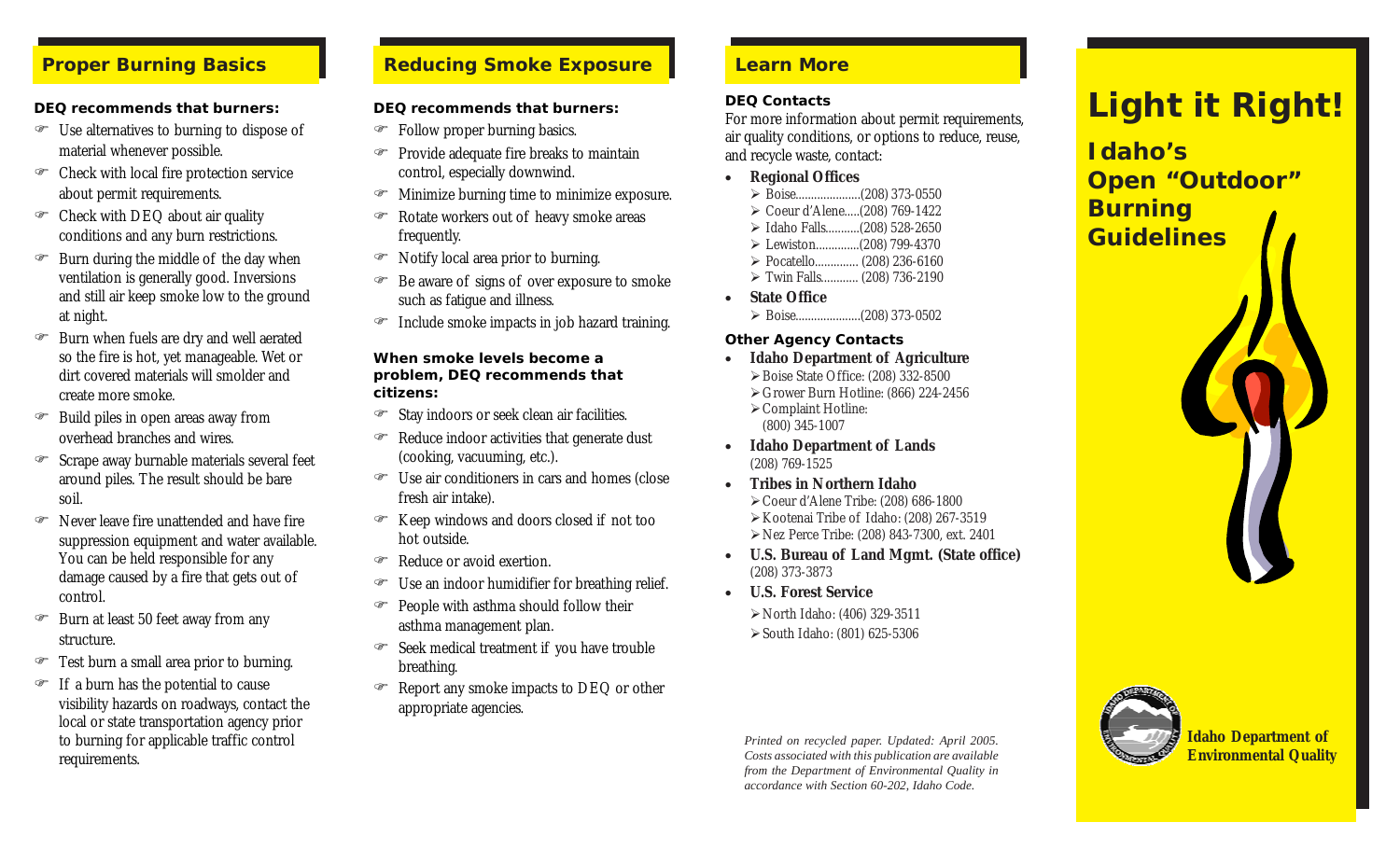## Proper Burning Basics

**DEQ recommends that burners:**

- Use alternatives to burning to dispose of material whenever possible.
- Check with local fire protection service about permit requirements.
- Check with DEQ about air quality conditions and any burn restrictions.
- Burn during the middle of the day when ventilation is generally good. Inversions and still air keep smoke low to the ground at night.
- Burn when fuels are dry and well aerated so the fire is hot, yet manageable. Wet or dirt covered materials will smolder and create more smoke.
- Build piles in open areas away from overhead branches and wires.
- Scrape away burnable materials several feet around piles. The result should be bare soil.
- Never leave fire unattended and have fire suppression equipment and water available. You can be held responsible for any damage caused by a fire that gets out of control.
- Burn at least 50 feet away from any structure.
- Test burn a small area prior to burning.
- If a burn has the potential to cause visibility hazards on roadways, contact the local or state transportation agency prior to burning for applicable traffic control requirements.

## Reducing Smoke Exposure

**DEQ recommends that burners:**

- Follow proper burning basics.
- Provide adequate fire breaks to maintain control, especially downwind.
- Minimize burning time to minimize exposure.
- Rotate workers out of heavy smoke areas frequently.
- Notify local area prior to burning.
- Be aware of signs of over exposure to smoke such as fatigue and illness.
- Include smoke impacts in job hazard training.

**When smoke levels become a problem, DEQ recommends that citizens:**

- Stay indoors or seek clean air facilities.
- Reduce indoor activities that generate dust (cooking, vacuuming, etc.).
- Use air conditioners in cars and homes (close fresh air intake).
- Keep windows and doors closed if not too hot outside.
- Reduce or avoid exertion.
- Use an indoor humidifier for breathing relief.
- People with asthma should follow their asthma management plan.
- Seek medical treatment if you have trouble breathing.
- Report any smoke impacts to DEQ or other appropriate agencies.

## Learn More

**DEQ Contacts**

For more information about permit requirements, air quality conditions, or options to reduce, reuse, and recycle waste, contact:

- **Regional Offices**
  - Boise.....................(208) 373-0550
  - Coeur d'Alene.....(208) 769-1422
  - Idaho Falls...........(208) 528-2650
  - Lewiston..............(208) 799-4370
  - Pocatello.............. (208) 236-6160
  - Twin Falls............ (208) 736-2190
- **State Office**
  - Boise.....................(208) 373-0502

**Other Agency Contacts**

- **Idaho Department of Agriculture**
  - Boise State Office: (208) 332-8500
  - Grower Burn Hotline: (866) 224-2456
  - Complaint Hotline: (800) 345-1007
- **Idaho Department of Lands**
  (208) 769-1525
- **Tribes in Northern Idaho**
  - Coeur d'Alene Tribe: (208) 686-1800
  - Kootenai Tribe of Idaho: (208) 267-3519
  - Nez Perce Tribe: (208) 843-7300, ext. 2401
- **U.S. Bureau of Land Mgmt. (State office)**
  (208) 373-3873
- **U.S. Forest Service**
  - North Idaho: (406) 329-3511
  - South Idaho: (801) 625-5306

*Printed on recycled paper. Updated: April 2005. Costs associated with this publication are available from the Department of Environmental Quality in accordance with Section 60-202, Idaho Code.*

# Light it Right!

## Idaho's Open "Outdoor" Burning Guidelines

**Idaho Department of Environmental Quality**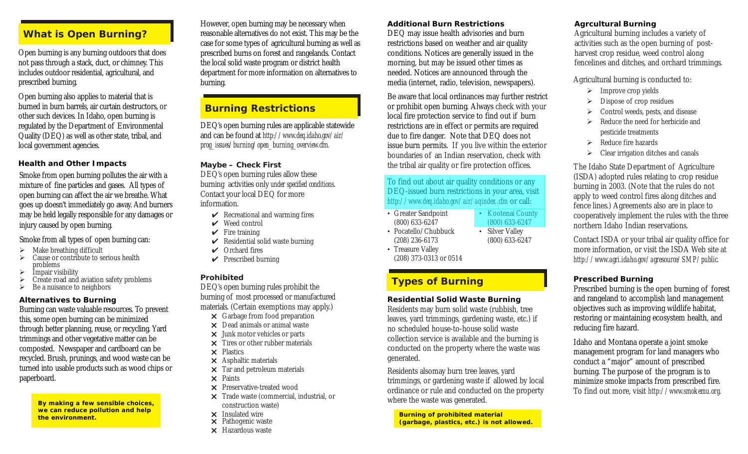## What is Open Burning?

Open burning is any burning outdoors that does not pass through a stack, duct, or chimney. This includes outdoor residential, agricultural, and prescribed burning.

Open burning also applies to material that is burned in burn barrels, air curtain destructors, or other such devices. In Idaho, open burning is regulated by the Department of Environmental Quality (DEQ) as well as other state, tribal, and local government agencies.

### Health and Other Impacts

Smoke from open burning pollutes the air with a mixture of fine particles and gases. All types of open burning can affect the air we breathe. What goes up doesn't immediately go away. And burners may be held legally responsible for any damages or injury caused by open burning.

Smoke from all types of open burning can:

- Make breathing difficult
- Cause or contribute to serious health problems
- Impair visibility
- Create road and aviation safety problems
- Be a nuisance to neighbors

### Alternatives to Burning

Burning can waste valuable resources. To prevent this, some open burning can be minimized through better planning, reuse, or recycling. Yard trimmings and other vegetative matter can be composted. Newspaper and cardboard can be recycled. Brush, prunings, and wood waste can be turned into usable products such as wood chips or paperboard.

**By making a few sensible choices, we can reduce pollution and help the environment.**

However, open burning may be necessary when reasonable alternatives do not exist. This may be the case for some types of agricultural burning as well as prescribed burns on forest and rangelands. Contact the local solid waste program or district health department for more information on alternatives to burning.

## Burning Restrictions

DEQ's open burning rules are applicable statewide and can be found at *http://www.deq.idaho.gov/air/prog_issues/burning/open_burning_overview.cfm.*

### Maybe – Check First

DEQ's open burning rules allow these burning activities only *under specified conditions*. Contact your local DEQ for more information.

- ✔ Recreational and warming fires
- ✔ Weed control
- ✔ Fire training
- ✔ Residential solid waste burning
- ✔ Orchard fires
- ✔ Prescribed burning

### Prohibited

DEQ's open burning rules prohibit the burning of most processed or manufactured materials. (Certain exemptions may apply.)

- ✕ Garbage from food preparation
- ✕ Dead animals or animal waste
- ✕ Junk motor vehicles or parts
- ✕ Tires or other rubber materials
- ✕ Plastics
- ✕ Asphaltic materials
- ✕ Tar and petroleum materials
- ✕ Paints
- ✕ Preservative-treated wood
- ✕ Trade waste (commercial, industrial, or construction waste)
- ✕ Insulated wire
- ✕ Pathogenic waste
- ✕ Hazardous waste

### Additional Burn Restrictions

DEQ may issue health advisories and burn restrictions based on weather and air quality conditions. Notices are generally issued in the morning, but may be issued other times as needed. Notices are announced through the media (internet, radio, television, newspapers).

Be aware that local ordinances may further restrict or prohibit open burning. Always check with your local fire protection service to find out if burn restrictions are in effect or permits are required due to fire danger. Note that DEQ does not issue burn permits. If you live within the exterior boundaries of an Indian reservation, check with the tribal air quality or fire protection offices.

To find out about air quality conditions or any DEQ-issued burn restrictions in your area, visit *http://www.deq.idaho.gov/air/aqindex.cfm* or call:

- Greater Sandpoint (800) 633-6247
- Pocatello/Chubbuck (208) 236-6173
- Treasure Valley (208) 373-0313 or 0514
- Kootenai County (800) 633-6247
- Silver Valley (800) 633-6247

## Types of Burning

### Residential Solid Waste Burning

Residents may burn solid waste (rubbish, tree leaves, yard trimmings, gardening waste, etc.) if no scheduled house-to-house solid waste collection service is available and the burning is conducted on the property where the waste was generated.

Residents alsomay burn tree leaves, yard trimmings, or gardening waste if allowed by local ordinance or rule and conducted on the property where the waste was generated.

**Burning of prohibited material (garbage, plastics, etc.) is not allowed.**

### Agrcultural Burning

Agricultural burning includes a variety of activities such as the open burning of post-harvest crop residue, weed control along fencelines and ditches, and orchard trimmings.

Agricultural burning is conducted to:

- Improve crop yields
- Dispose of crop residues
- Control weeds, pests, and disease
- Reduce the need for herbicide and pesticide treatments
- Reduce fire hazards
- Clear irrigation ditches and canals

The Idaho State Department of Agriculture (ISDA) adopted rules relating to crop residue burning in 2003. (Note that the rules do not apply to weed control fires along ditches and fence lines.) Agreements also are in place to cooperatively implement the rules with the three northern Idaho Indian reservations.

Contact ISDA or your tribal air quality office for more information, or visit the ISDA Web site at *http://www.agri.idaho.gov/agresource/SMP/public.*

### Prescribed Burning

Prescribed burning is the open burning of forest and rangeland to accomplish land management objectives such as improving wildlife habitat, restoring or maintaining ecosystem health, and reducing fire hazard.

Idaho and Montana operate a joint smoke management program for land managers who conduct a "major" amount of prescribed burning. The purpose of the program is to minimize smoke impacts from prescribed fire. To find out more, visit *http://www.smokemu.org.*